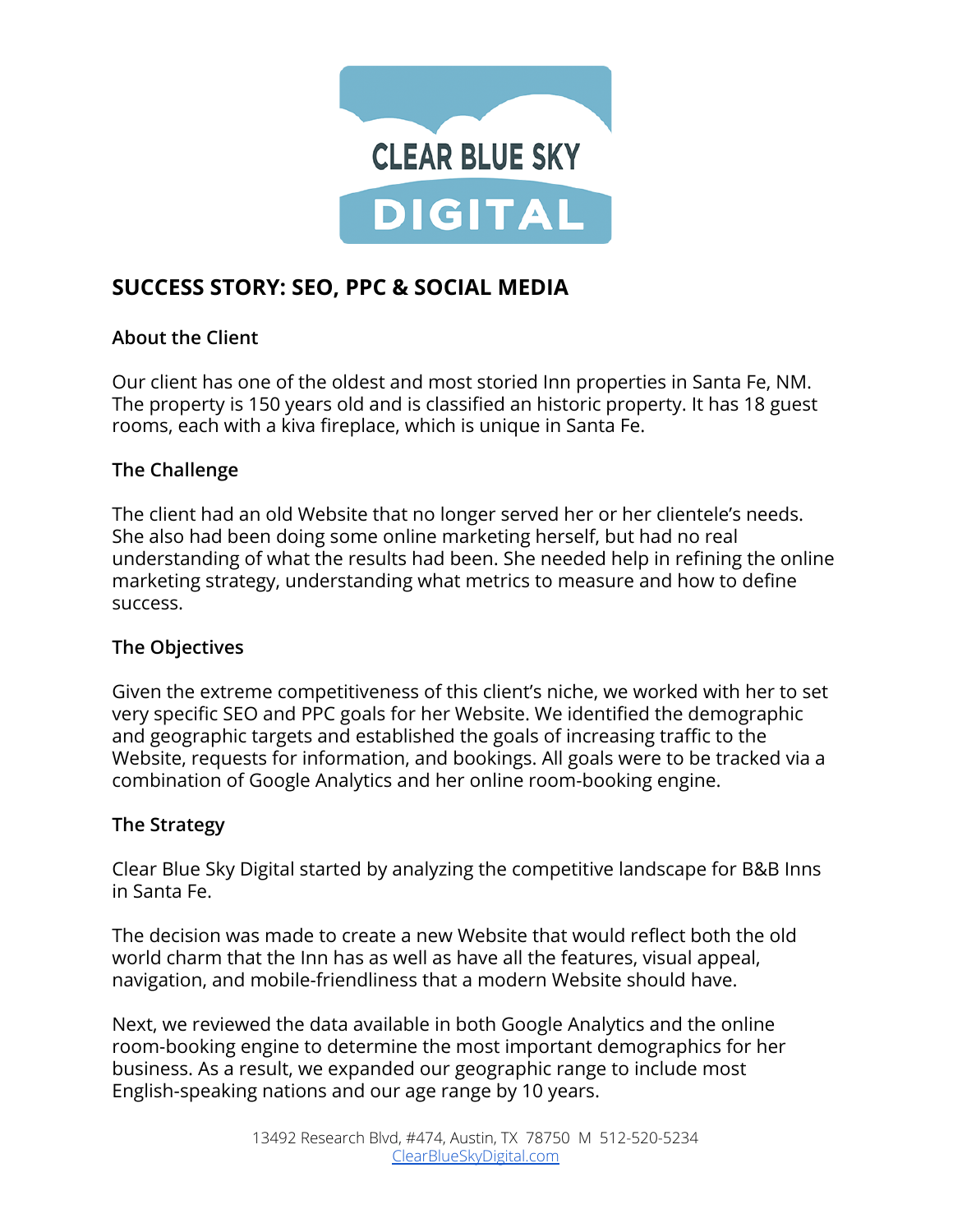# SUCCESS STORY: SEO, PPC & SOCIAL MEDIA

## About the Client

Our client has one of the oldest and most storied Inn properties in Santa Fe, NM. The property is 150 years old and is classified an historic property. It has 18 guest rooms, each with a kiva fireplace, which is unique in Santa Fe.

## The Challenge

The client had an old Website that no longer served her or her clientele's needs. She also had been doing some online marketing herself, but had no real understanding of what the results had been. She needed help in refining the online marketing strategy, understanding what metrics to measure and how to define success.

## The Objectives

Given the extreme competitiveness of this client's niche, we worked with her to set very specific SEO and PPC goals for her Website. We identified the demographic and geographic targets and established the goals of increasing traffic to the Website, requests for information, and bookings. All goals were to be tracked via a combination of Google Analytics and her online room-booking engine.

## The Strategy

Clear Blue Sky Digital started by analyzing the competitive landscape for B&B Inns in Santa Fe.

The decision was made to create a new Website that would reflect both the old world charm that the Inn has as well as have all the features, visual appeal, navigation, and mobile-friendliness that a modern Website should have.

Next, we reviewed the data available in both Google Analytics and the online room-booking engine to determine the most important demographics for her business. As a result, we expanded our geographic range to include most English-speaking nations and our age range by 10 years.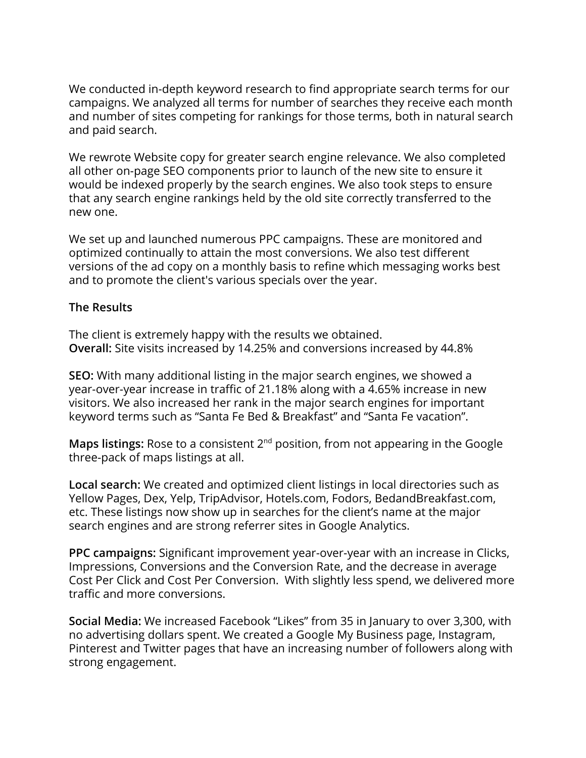We conducted in-depth keyword research to find appropriate search terms for our campaigns. We analyzed all terms for number of searches they receive each month and number of sites competing for rankings for those terms, both in natural search and paid search.

We rewrote Website copy for greater search engine relevance. We also completed all other on-page SEO components prior to launch of the new site to ensure it would be indexed properly by the search engines. We also took steps to ensure that any search engine rankings held by the old site correctly transferred to the new one.

We set up and launched numerous PPC campaigns. These are monitored and optimized continually to attain the most conversions. We also test different versions of the ad copy on a monthly basis to refine which messaging works best and to promote the client's various specials over the year.

**The Results**

The client is extremely happy with the results we obtained.
**Overall:** Site visits increased by 14.25% and conversions increased by 44.8%

**SEO:** With many additional listing in the major search engines, we showed a year-over-year increase in traffic of 21.18% along with a 4.65% increase in new visitors. We also increased her rank in the major search engines for important keyword terms such as “Santa Fe Bed & Breakfast” and “Santa Fe vacation”.

**Maps listings:** Rose to a consistent 2nd position, from not appearing in the Google three-pack of maps listings at all.

**Local search:** We created and optimized client listings in local directories such as Yellow Pages, Dex, Yelp, TripAdvisor, Hotels.com, Fodors, BedandBreakfast.com, etc. These listings now show up in searches for the client’s name at the major search engines and are strong referrer sites in Google Analytics.

**PPC campaigns:** Significant improvement year-over-year with an increase in Clicks, Impressions, Conversions and the Conversion Rate, and the decrease in average Cost Per Click and Cost Per Conversion. With slightly less spend, we delivered more traffic and more conversions.

**Social Media:** We increased Facebook “Likes” from 35 in January to over 3,300, with no advertising dollars spent. We created a Google My Business page, Instagram, Pinterest and Twitter pages that have an increasing number of followers along with strong engagement.